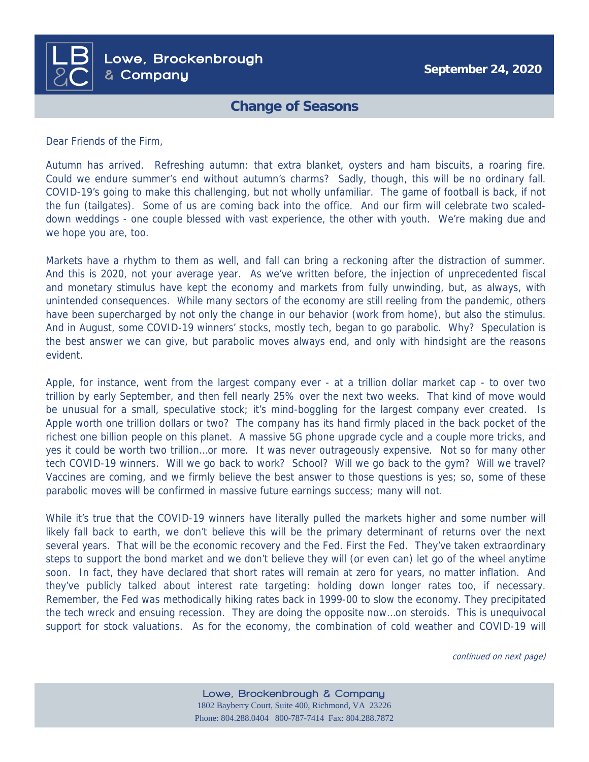Lowe, Brockenbrough & Company

**September 24, 2020**

## Change of Seasons

Dear Friends of the Firm,

Autumn has arrived. Refreshing autumn: that extra blanket, oysters and ham biscuits, a roaring fire. Could we endure summer's end without autumn's charms? Sadly, though, this will be no ordinary fall. COVID-19's going to make this challenging, but not wholly unfamiliar. The game of football is back, if not the fun (tailgates). Some of us are coming back into the office. And our firm will celebrate two scaled-down weddings - one couple blessed with vast experience, the other with youth. We're making due and we hope you are, too.

Markets have a rhythm to them as well, and fall can bring a reckoning after the distraction of summer. And this is 2020, not your average year. As we've written before, the injection of unprecedented fiscal and monetary stimulus have kept the economy and markets from fully unwinding, but, as always, with unintended consequences. While many sectors of the economy are still reeling from the pandemic, others have been supercharged by not only the change in our behavior (work from home), but also the stimulus. And in August, some COVID-19 winners' stocks, mostly tech, began to go parabolic. Why? Speculation is the best answer we can give, but parabolic moves always end, and only with hindsight are the reasons evident.

Apple, for instance, went from the largest company ever - at a trillion dollar market cap - to over two trillion by early September, and then fell nearly 25% over the next two weeks. That kind of move would be unusual for a small, speculative stock; it's mind-boggling for the largest company ever created. Is Apple worth one trillion dollars or two? The company has its hand firmly placed in the back pocket of the richest one billion people on this planet. A massive 5G phone upgrade cycle and a couple more tricks, and yes it could be worth two trillion…or more. It was never outrageously expensive. Not so for many other tech COVID-19 winners. Will we go back to work? School? Will we go back to the gym? Will we travel? Vaccines are coming, and we firmly believe the best answer to those questions is yes; so, some of these parabolic moves will be confirmed in massive future earnings success; many will not.

While it's true that the COVID-19 winners have literally pulled the markets higher and some number will likely fall back to earth, we don't believe this will be the primary determinant of returns over the next several years. That will be the economic recovery and the Fed. First the Fed. They've taken extraordinary steps to support the bond market and we don't believe they will (or even can) let go of the wheel anytime soon. In fact, they have declared that short rates will remain at zero for years, no matter inflation. And they've publicly talked about interest rate targeting: holding down longer rates too, if necessary. Remember, the Fed was methodically hiking rates back in 1999-00 to slow the economy. They precipitated the tech wreck and ensuing recession. They are doing the opposite now…on steroids. This is unequivocal support for stock valuations. As for the economy, the combination of cold weather and COVID-19 will

*continued on next page)*

Lowe, Brockenbrough & Company
1802 Bayberry Court, Suite 400, Richmond, VA 23226
Phone: 804.288.0404 800-787-7414 Fax: 804.288.7872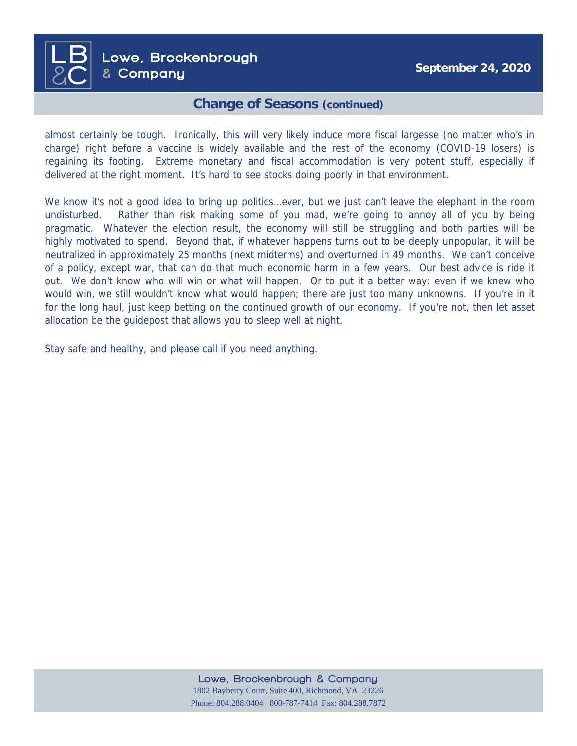## Change of Seasons (continued)

almost certainly be tough. Ironically, this will very likely induce more fiscal largesse (no matter who's in charge) right before a vaccine is widely available and the rest of the economy (COVID-19 losers) is regaining its footing. Extreme monetary and fiscal accommodation is very potent stuff, especially if delivered at the right moment. It's hard to see stocks doing poorly in that environment.

We know it's not a good idea to bring up politics…ever, but we just can't leave the elephant in the room undisturbed. Rather than risk making some of you mad, we're going to annoy all of you by being pragmatic. Whatever the election result, the economy will still be struggling and both parties will be highly motivated to spend. Beyond that, if whatever happens turns out to be deeply unpopular, it will be neutralized in approximately 25 months (next midterms) and overturned in 49 months. We can't conceive of a policy, except war, that can do that much economic harm in a few years. Our best advice is ride it out. We don't know who will win or what will happen. Or to put it a better way: even if we knew who would win, we still wouldn't know what would happen; there are just too many unknowns. If you're in it for the long haul, just keep betting on the continued growth of our economy. If you're not, then let asset allocation be the guidepost that allows you to sleep well at night.

Stay safe and healthy, and please call if you need anything.

Lowe, Brockenbrough & Company
1802 Bayberry Court, Suite 400, Richmond, VA 23226
Phone: 804.288.0404 800-787-7414 Fax: 804.288.7872